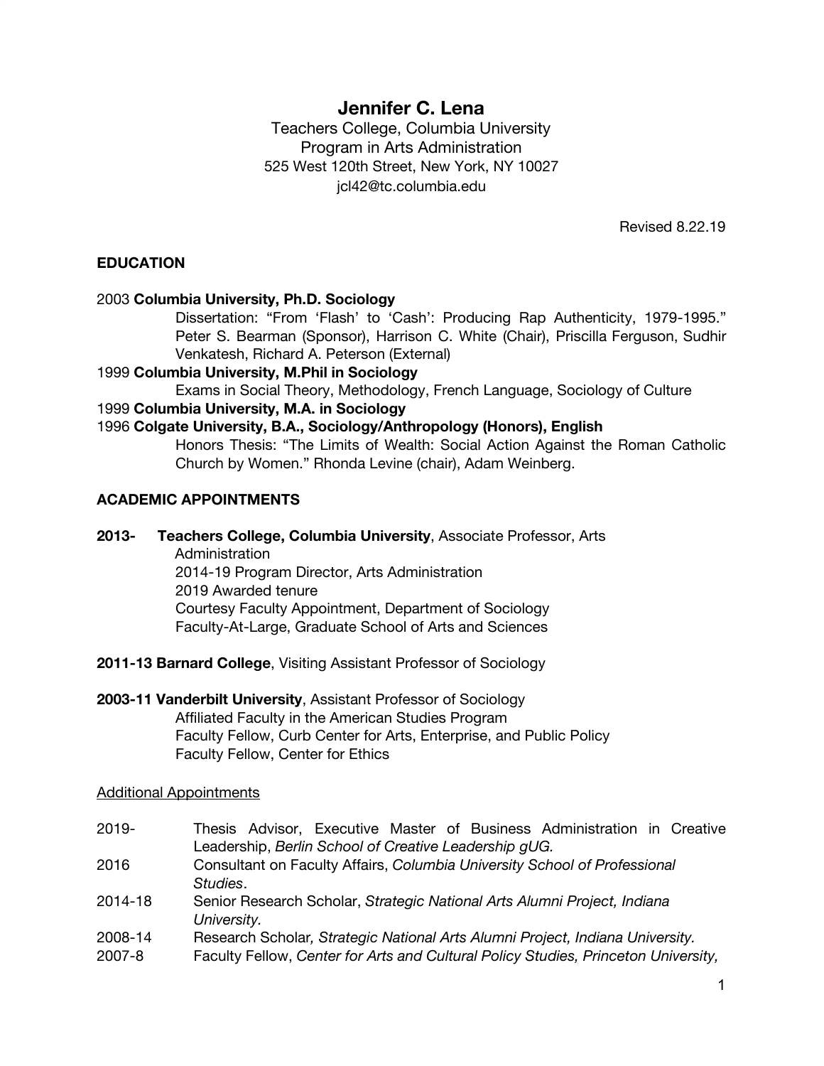# Jennifer C. Lena

Teachers College, Columbia University
Program in Arts Administration
525 West 120th Street, New York, NY 10027
jcl42@tc.columbia.edu

Revised 8.22.19

## EDUCATION

2003 **Columbia University, Ph.D. Sociology**
Dissertation: "From 'Flash' to 'Cash': Producing Rap Authenticity, 1979-1995." Peter S. Bearman (Sponsor), Harrison C. White (Chair), Priscilla Ferguson, Sudhir Venkatesh, Richard A. Peterson (External)

1999 **Columbia University, M.Phil in Sociology**
Exams in Social Theory, Methodology, French Language, Sociology of Culture

1999 **Columbia University, M.A. in Sociology**

1996 **Colgate University, B.A., Sociology/Anthropology (Honors), English**
Honors Thesis: "The Limits of Wealth: Social Action Against the Roman Catholic Church by Women." Rhonda Levine (chair), Adam Weinberg.

## ACADEMIC APPOINTMENTS

**2013- Teachers College, Columbia University**, Associate Professor, Arts Administration
2014-19 Program Director, Arts Administration
2019 Awarded tenure
Courtesy Faculty Appointment, Department of Sociology
Faculty-At-Large, Graduate School of Arts and Sciences

**2011-13 Barnard College**, Visiting Assistant Professor of Sociology

**2003-11 Vanderbilt University**, Assistant Professor of Sociology
Affiliated Faculty in the American Studies Program
Faculty Fellow, Curb Center for Arts, Enterprise, and Public Policy
Faculty Fellow, Center for Ethics

### Additional Appointments

2019- Thesis Advisor, Executive Master of Business Administration in Creative Leadership, *Berlin School of Creative Leadership gUG*.

2016 Consultant on Faculty Affairs, *Columbia University School of Professional Studies*.

2014-18 Senior Research Scholar, *Strategic National Arts Alumni Project, Indiana University.*

2008-14 Research Scholar*, Strategic National Arts Alumni Project, Indiana University.*

2007-8 Faculty Fellow, *Center for Arts and Cultural Policy Studies, Princeton University,*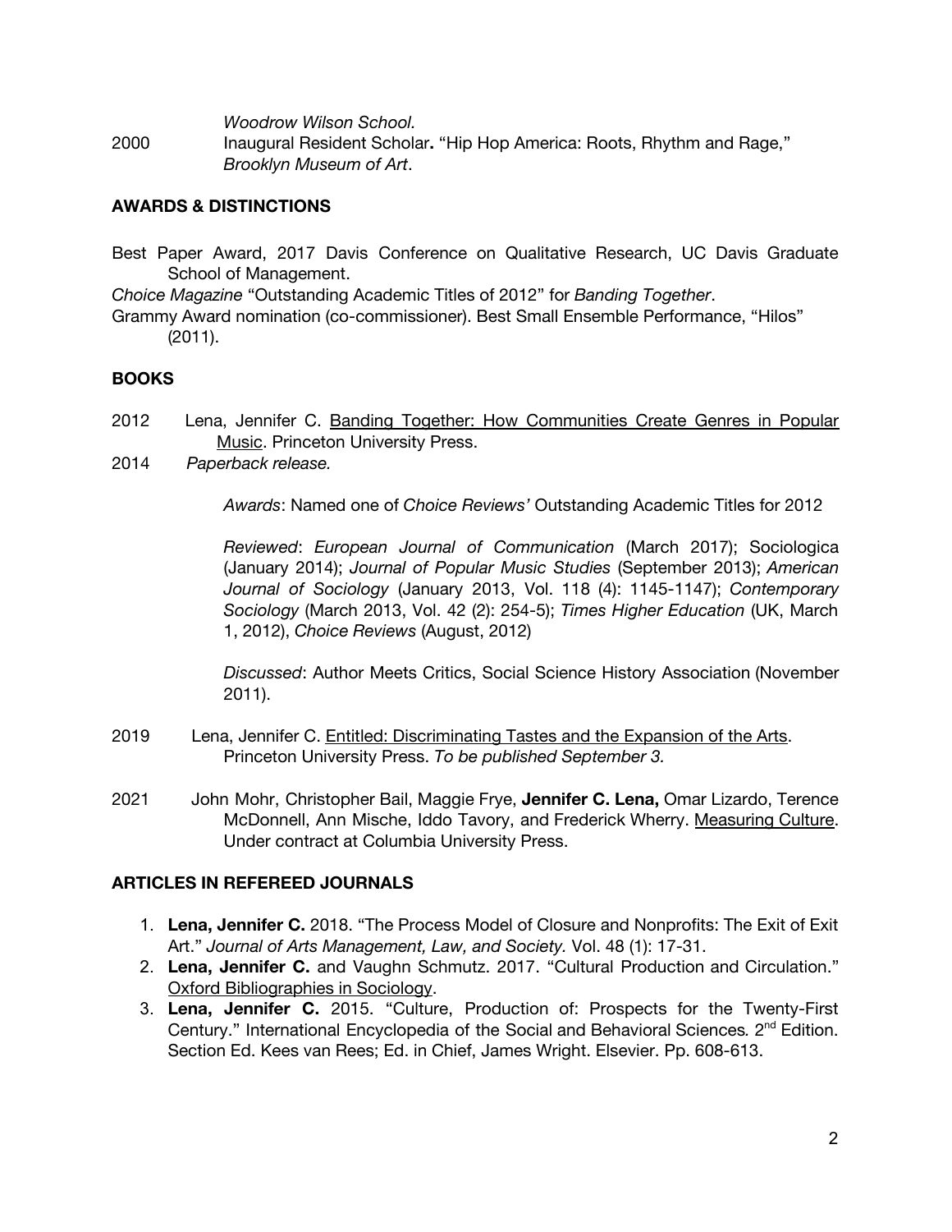*Woodrow Wilson School.*

2000 Inaugural Resident Scholar**.** "Hip Hop America: Roots, Rhythm and Rage," *Brooklyn Museum of Art*.

## AWARDS & DISTINCTIONS

Best Paper Award, 2017 Davis Conference on Qualitative Research, UC Davis Graduate School of Management.

*Choice Magazine* "Outstanding Academic Titles of 2012" for *Banding Together*.

Grammy Award nomination (co-commissioner). Best Small Ensemble Performance, "Hilos" (2011).

## BOOKS

2012 Lena, Jennifer C. Banding Together: How Communities Create Genres in Popular Music. Princeton University Press.

2014 *Paperback release.*

*Awards*: Named one of *Choice Reviews'* Outstanding Academic Titles for 2012

*Reviewed*: *European Journal of Communication* (March 2017); Sociologica (January 2014); *Journal of Popular Music Studies* (September 2013); *American Journal of Sociology* (January 2013, Vol. 118 (4): 1145-1147); *Contemporary Sociology* (March 2013, Vol. 42 (2): 254-5); *Times Higher Education* (UK, March 1, 2012), *Choice Reviews* (August, 2012)

*Discussed*: Author Meets Critics, Social Science History Association (November 2011).

2019 Lena, Jennifer C. Entitled: Discriminating Tastes and the Expansion of the Arts. Princeton University Press. *To be published September 3.*

2021 John Mohr, Christopher Bail, Maggie Frye, **Jennifer C. Lena,** Omar Lizardo, Terence McDonnell, Ann Mische, Iddo Tavory, and Frederick Wherry. Measuring Culture. Under contract at Columbia University Press.

## ARTICLES IN REFEREED JOURNALS

1. **Lena, Jennifer C.** 2018. "The Process Model of Closure and Nonprofits: The Exit of Exit Art." *Journal of Arts Management, Law, and Society.* Vol. 48 (1): 17-31.
2. **Lena, Jennifer C.** and Vaughn Schmutz. 2017. "Cultural Production and Circulation." Oxford Bibliographies in Sociology.
3. **Lena, Jennifer C.** 2015. "Culture, Production of: Prospects for the Twenty-First Century." International Encyclopedia of the Social and Behavioral Sciences*.* 2nd Edition. Section Ed. Kees van Rees; Ed. in Chief, James Wright. Elsevier. Pp. 608-613.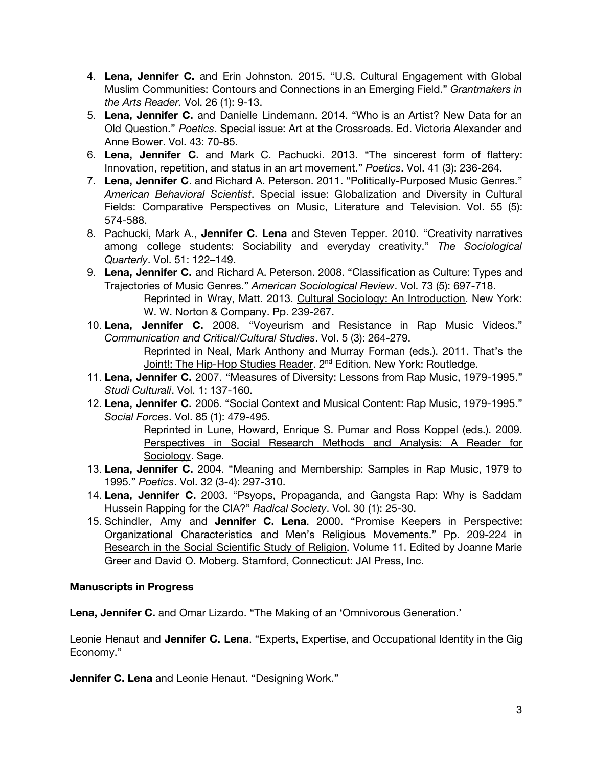4. **Lena, Jennifer C.** and Erin Johnston. 2015. “U.S. Cultural Engagement with Global Muslim Communities: Contours and Connections in an Emerging Field.” *Grantmakers in the Arts Reader.* Vol. 26 (1): 9-13.
5. **Lena, Jennifer C.** and Danielle Lindemann. 2014. “Who is an Artist? New Data for an Old Question.” *Poetics*. Special issue: Art at the Crossroads. Ed. Victoria Alexander and Anne Bower. Vol. 43: 70-85.
6. **Lena, Jennifer C.** and Mark C. Pachucki. 2013. “The sincerest form of flattery: Innovation, repetition, and status in an art movement.” *Poetics*. Vol. 41 (3): 236-264.
7. **Lena, Jennifer C**. and Richard A. Peterson. 2011. “Politically-Purposed Music Genres.” *American Behavioral Scientist*. Special issue: Globalization and Diversity in Cultural Fields: Comparative Perspectives on Music, Literature and Television. Vol. 55 (5): 574-588.
8. Pachucki, Mark A., **Jennifer C. Lena** and Steven Tepper. 2010. “Creativity narratives among college students: Sociability and everyday creativity.” *The Sociological Quarterly*. Vol. 51: 122–149.
9. **Lena, Jennifer C.** and Richard A. Peterson. 2008. “Classification as Culture: Types and Trajectories of Music Genres.” *American Sociological Review*. Vol. 73 (5): 697-718.
   Reprinted in Wray, Matt. 2013. Cultural Sociology: An Introduction. New York: W. W. Norton & Company. Pp. 239-267.
10. **Lena, Jennifer C.** 2008. “Voyeurism and Resistance in Rap Music Videos.” *Communication and Critical/Cultural Studies*. Vol. 5 (3): 264-279.
    Reprinted in Neal, Mark Anthony and Murray Forman (eds.). 2011. That’s the Joint!: The Hip-Hop Studies Reader. 2nd Edition. New York: Routledge.
11. **Lena, Jennifer C.** 2007. “Measures of Diversity: Lessons from Rap Music, 1979-1995.” *Studi Culturali*. Vol. 1: 137-160.
12. **Lena, Jennifer C.** 2006. “Social Context and Musical Content: Rap Music, 1979-1995.” *Social Forces*. Vol. 85 (1): 479-495.
    Reprinted in Lune, Howard, Enrique S. Pumar and Ross Koppel (eds.). 2009. Perspectives in Social Research Methods and Analysis: A Reader for Sociology. Sage.
13. **Lena, Jennifer C.** 2004. “Meaning and Membership: Samples in Rap Music, 1979 to 1995.” *Poetics*. Vol. 32 (3-4): 297-310.
14. **Lena, Jennifer C.** 2003. “Psyops, Propaganda, and Gangsta Rap: Why is Saddam Hussein Rapping for the CIA?” *Radical Society*. Vol. 30 (1): 25-30.
15. Schindler, Amy and **Jennifer C. Lena**. 2000. “Promise Keepers in Perspective: Organizational Characteristics and Men’s Religious Movements.” Pp. 209-224 in Research in the Social Scientific Study of Religion. Volume 11. Edited by Joanne Marie Greer and David O. Moberg. Stamford, Connecticut: JAI Press, Inc.

**Manuscripts in Progress**

**Lena, Jennifer C.** and Omar Lizardo. “The Making of an ‘Omnivorous Generation.’

Leonie Henaut and **Jennifer C. Lena**. “Experts, Expertise, and Occupational Identity in the Gig Economy.”

**Jennifer C. Lena** and Leonie Henaut. “Designing Work.”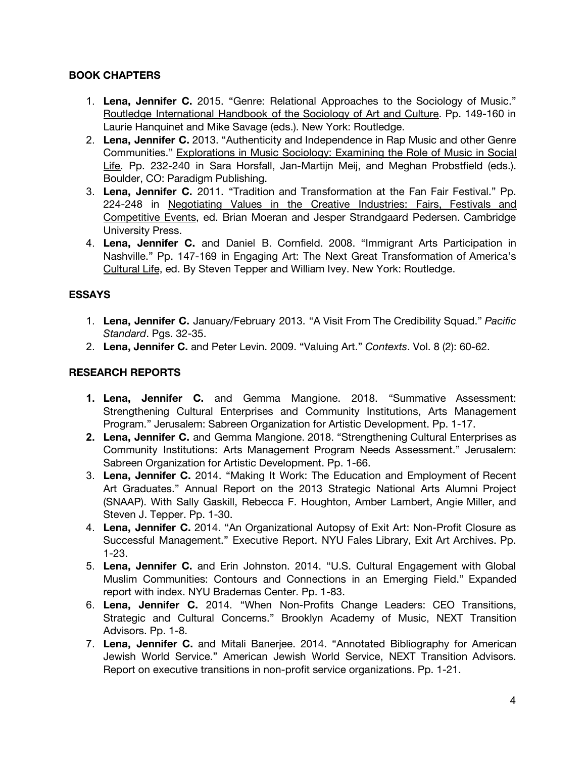## BOOK CHAPTERS

1. **Lena, Jennifer C.** 2015. "Genre: Relational Approaches to the Sociology of Music." Routledge International Handbook of the Sociology of Art and Culture. Pp. 149-160 in Laurie Hanquinet and Mike Savage (eds.). New York: Routledge.
2. **Lena, Jennifer C.** 2013. "Authenticity and Independence in Rap Music and other Genre Communities." Explorations in Music Sociology: Examining the Role of Music in Social Life. Pp. 232-240 in Sara Horsfall, Jan-Martijn Meij, and Meghan Probstfield (eds.). Boulder, CO: Paradigm Publishing.
3. **Lena, Jennifer C.** 2011. "Tradition and Transformation at the Fan Fair Festival." Pp. 224-248 in Negotiating Values in the Creative Industries: Fairs, Festivals and Competitive Events, ed. Brian Moeran and Jesper Strandgaard Pedersen. Cambridge University Press.
4. **Lena, Jennifer C.** and Daniel B. Cornfield. 2008. "Immigrant Arts Participation in Nashville." Pp. 147-169 in Engaging Art: The Next Great Transformation of America's Cultural Life, ed. By Steven Tepper and William Ivey. New York: Routledge.

## ESSAYS

1. **Lena, Jennifer C.** January/February 2013. "A Visit From The Credibility Squad." *Pacific Standard*. Pgs. 32-35.
2. **Lena, Jennifer C.** and Peter Levin. 2009. "Valuing Art." *Contexts*. Vol. 8 (2): 60-62.

## RESEARCH REPORTS

1. **Lena, Jennifer C.** and Gemma Mangione. 2018. "Summative Assessment: Strengthening Cultural Enterprises and Community Institutions, Arts Management Program." Jerusalem: Sabreen Organization for Artistic Development. Pp. 1-17.
2. **Lena, Jennifer C.** and Gemma Mangione. 2018. "Strengthening Cultural Enterprises as Community Institutions: Arts Management Program Needs Assessment." Jerusalem: Sabreen Organization for Artistic Development. Pp. 1-66.
3. **Lena, Jennifer C.** 2014. "Making It Work: The Education and Employment of Recent Art Graduates." Annual Report on the 2013 Strategic National Arts Alumni Project (SNAAP). With Sally Gaskill, Rebecca F. Houghton, Amber Lambert, Angie Miller, and Steven J. Tepper. Pp. 1-30.
4. **Lena, Jennifer C.** 2014. "An Organizational Autopsy of Exit Art: Non-Profit Closure as Successful Management." Executive Report. NYU Fales Library, Exit Art Archives. Pp. 1-23.
5. **Lena, Jennifer C.** and Erin Johnston. 2014. "U.S. Cultural Engagement with Global Muslim Communities: Contours and Connections in an Emerging Field." Expanded report with index. NYU Brademas Center. Pp. 1-83.
6. **Lena, Jennifer C.** 2014. "When Non-Profits Change Leaders: CEO Transitions, Strategic and Cultural Concerns." Brooklyn Academy of Music, NEXT Transition Advisors. Pp. 1-8.
7. **Lena, Jennifer C.** and Mitali Banerjee. 2014. "Annotated Bibliography for American Jewish World Service." American Jewish World Service, NEXT Transition Advisors. Report on executive transitions in non-profit service organizations. Pp. 1-21.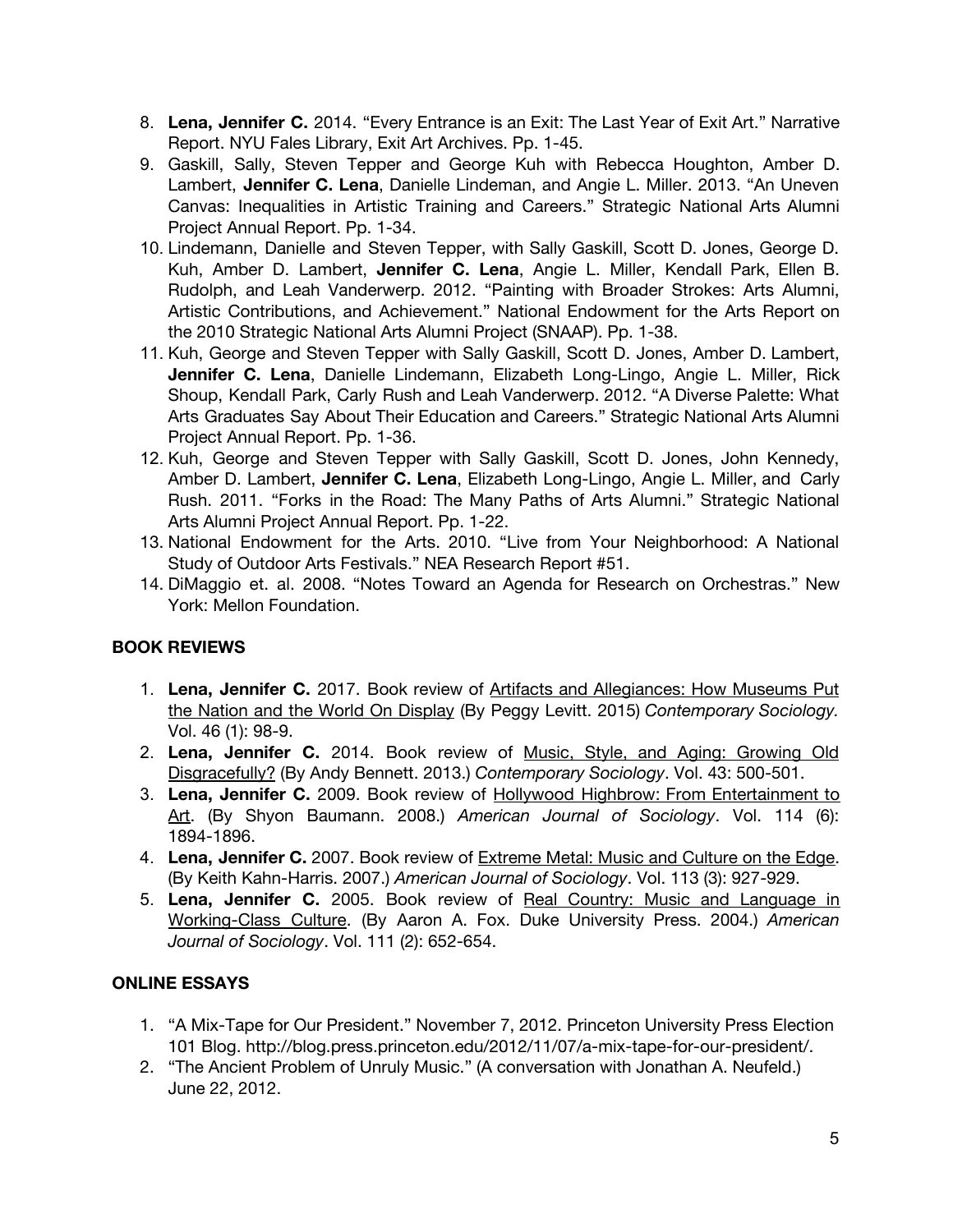8. **Lena, Jennifer C.** 2014. "Every Entrance is an Exit: The Last Year of Exit Art." Narrative Report. NYU Fales Library, Exit Art Archives. Pp. 1-45.
9. Gaskill, Sally, Steven Tepper and George Kuh with Rebecca Houghton, Amber D. Lambert, **Jennifer C. Lena**, Danielle Lindeman, and Angie L. Miller. 2013. "An Uneven Canvas: Inequalities in Artistic Training and Careers." Strategic National Arts Alumni Project Annual Report. Pp. 1-34.
10. Lindemann, Danielle and Steven Tepper, with Sally Gaskill, Scott D. Jones, George D. Kuh, Amber D. Lambert, **Jennifer C. Lena**, Angie L. Miller, Kendall Park, Ellen B. Rudolph, and Leah Vanderwerp. 2012. "Painting with Broader Strokes: Arts Alumni, Artistic Contributions, and Achievement." National Endowment for the Arts Report on the 2010 Strategic National Arts Alumni Project (SNAAP). Pp. 1-38.
11. Kuh, George and Steven Tepper with Sally Gaskill, Scott D. Jones, Amber D. Lambert, **Jennifer C. Lena**, Danielle Lindemann, Elizabeth Long-Lingo, Angie L. Miller, Rick Shoup, Kendall Park, Carly Rush and Leah Vanderwerp. 2012. "A Diverse Palette: What Arts Graduates Say About Their Education and Careers." Strategic National Arts Alumni Project Annual Report. Pp. 1-36.
12. Kuh, George and Steven Tepper with Sally Gaskill, Scott D. Jones, John Kennedy, Amber D. Lambert, **Jennifer C. Lena**, Elizabeth Long-Lingo, Angie L. Miller, and Carly Rush. 2011. "Forks in the Road: The Many Paths of Arts Alumni." Strategic National Arts Alumni Project Annual Report. Pp. 1-22.
13. National Endowment for the Arts. 2010. "Live from Your Neighborhood: A National Study of Outdoor Arts Festivals." NEA Research Report #51.
14. DiMaggio et. al. 2008. "Notes Toward an Agenda for Research on Orchestras." New York: Mellon Foundation.

## BOOK REVIEWS

1. **Lena, Jennifer C.** 2017. Book review of <u>Artifacts and Allegiances: How Museums Put the Nation and the World On Display</u> (By Peggy Levitt. 2015) *Contemporary Sociology.* Vol. 46 (1): 98-9.
2. **Lena, Jennifer C.** 2014. Book review of <u>Music, Style, and Aging: Growing Old Disgracefully?</u> (By Andy Bennett. 2013.) *Contemporary Sociology*. Vol. 43: 500-501.
3. **Lena, Jennifer C.** 2009. Book review of <u>Hollywood Highbrow: From Entertainment to Art</u>. (By Shyon Baumann. 2008.) *American Journal of Sociology*. Vol. 114 (6): 1894-1896.
4. **Lena, Jennifer C.** 2007. Book review of <u>Extreme Metal: Music and Culture on the Edge</u>. (By Keith Kahn-Harris. 2007.) *American Journal of Sociology*. Vol. 113 (3): 927-929.
5. **Lena, Jennifer C.** 2005. Book review of <u>Real Country: Music and Language in Working-Class Culture</u>. (By Aaron A. Fox. Duke University Press. 2004.) *American Journal of Sociology*. Vol. 111 (2): 652-654.

## ONLINE ESSAYS

1. "A Mix-Tape for Our President." November 7, 2012. Princeton University Press Election 101 Blog. http://blog.press.princeton.edu/2012/11/07/a-mix-tape-for-our-president/.
2. "The Ancient Problem of Unruly Music." (A conversation with Jonathan A. Neufeld.) June 22, 2012.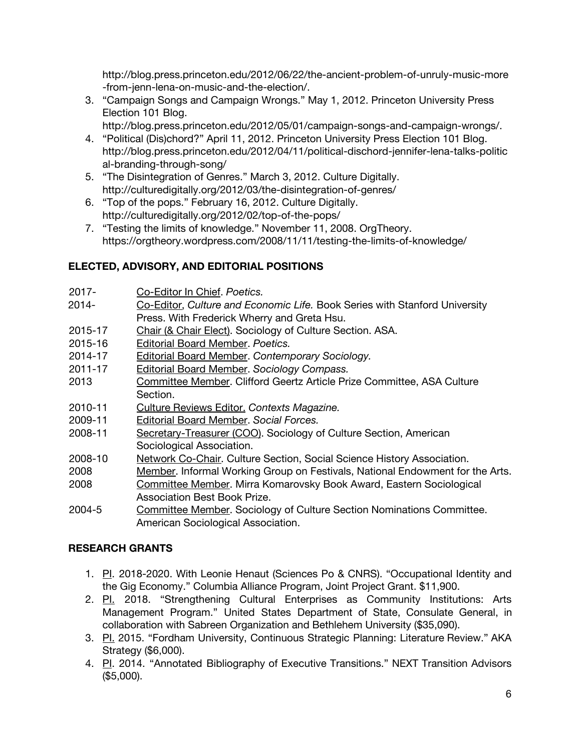http://blog.press.princeton.edu/2012/06/22/the-ancient-problem-of-unruly-music-more-from-jenn-lena-on-music-and-the-election/.

3. "Campaign Songs and Campaign Wrongs." May 1, 2012. Princeton University Press Election 101 Blog. http://blog.press.princeton.edu/2012/05/01/campaign-songs-and-campaign-wrongs/.
4. "Political (Dis)chord?" April 11, 2012. Princeton University Press Election 101 Blog. http://blog.press.princeton.edu/2012/04/11/political-dischord-jennifer-lena-talks-political-branding-through-song/
5. "The Disintegration of Genres." March 3, 2012. Culture Digitally. http://culturedigitally.org/2012/03/the-disintegration-of-genres/
6. "Top of the pops." February 16, 2012. Culture Digitally. http://culturedigitally.org/2012/02/top-of-the-pops/
7. "Testing the limits of knowledge." November 11, 2008. OrgTheory. https://orgtheory.wordpress.com/2008/11/11/testing-the-limits-of-knowledge/

## ELECTED, ADVISORY, AND EDITORIAL POSITIONS

| | |
|---|---|
| 2017- | Co-Editor In Chief. *Poetics.* |
| 2014- | Co-Editor, *Culture and Economic Life.* Book Series with Stanford University Press. With Frederick Wherry and Greta Hsu. |
| 2015-17 | Chair (& Chair Elect). Sociology of Culture Section. ASA. |
| 2015-16 | Editorial Board Member. *Poetics.* |
| 2014-17 | Editorial Board Member. *Contemporary Sociology.* |
| 2011-17 | Editorial Board Member. *Sociology Compass.* |
| 2013 | Committee Member. Clifford Geertz Article Prize Committee, ASA Culture Section. |
| 2010-11 | Culture Reviews Editor. *Contexts Magazine.* |
| 2009-11 | Editorial Board Member. *Social Forces.* |
| 2008-11 | Secretary-Treasurer (COO). Sociology of Culture Section, American Sociological Association. |
| 2008-10 | Network Co-Chair. Culture Section, Social Science History Association. |
| 2008 | Member. Informal Working Group on Festivals, National Endowment for the Arts. |
| 2008 | Committee Member. Mirra Komarovsky Book Award, Eastern Sociological Association Best Book Prize. |
| 2004-5 | Committee Member. Sociology of Culture Section Nominations Committee. American Sociological Association. |

## RESEARCH GRANTS

1. PI. 2018-2020. With Leonie Henaut (Sciences Po & CNRS). "Occupational Identity and the Gig Economy." Columbia Alliance Program, Joint Project Grant. $11,900.
2. PI. 2018. "Strengthening Cultural Enterprises as Community Institutions: Arts Management Program." United States Department of State, Consulate General, in collaboration with Sabreen Organization and Bethlehem University ($35,090).
3. PI. 2015. "Fordham University, Continuous Strategic Planning: Literature Review." AKA Strategy ($6,000).
4. PI. 2014. "Annotated Bibliography of Executive Transitions." NEXT Transition Advisors ($5,000).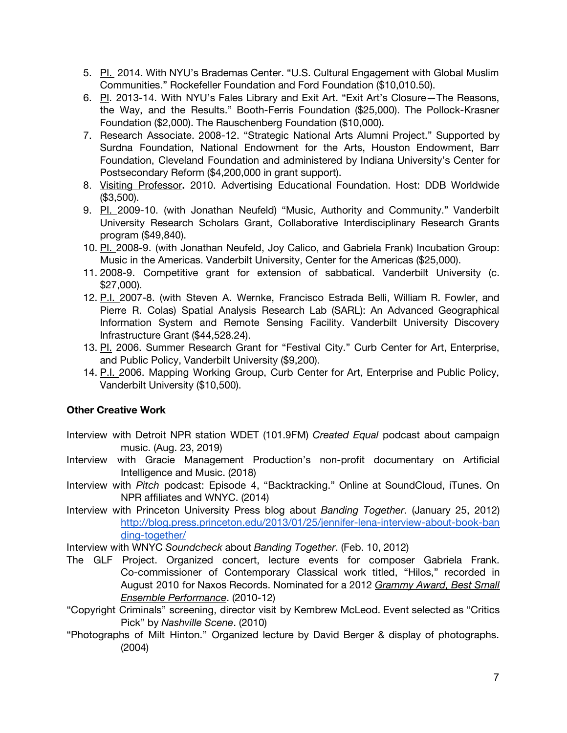5. PI. 2014. With NYU's Brademas Center. "U.S. Cultural Engagement with Global Muslim Communities." Rockefeller Foundation and Ford Foundation ($10,010.50).
6. PI. 2013-14. With NYU's Fales Library and Exit Art. "Exit Art's Closure—The Reasons, the Way, and the Results." Booth-Ferris Foundation ($25,000). The Pollock-Krasner Foundation ($2,000). The Rauschenberg Foundation ($10,000).
7. Research Associate. 2008-12. "Strategic National Arts Alumni Project." Supported by Surdna Foundation, National Endowment for the Arts, Houston Endowment, Barr Foundation, Cleveland Foundation and administered by Indiana University's Center for Postsecondary Reform ($4,200,000 in grant support).
8. Visiting Professor**.** 2010. Advertising Educational Foundation. Host: DDB Worldwide ($3,500).
9. PI. 2009-10. (with Jonathan Neufeld) "Music, Authority and Community." Vanderbilt University Research Scholars Grant, Collaborative Interdisciplinary Research Grants program ($49,840).
10. PI. 2008-9. (with Jonathan Neufeld, Joy Calico, and Gabriela Frank) Incubation Group: Music in the Americas. Vanderbilt University, Center for the Americas ($25,000).
11. 2008-9. Competitive grant for extension of sabbatical. Vanderbilt University (c. $27,000).
12. P.I. 2007-8. (with Steven A. Wernke, Francisco Estrada Belli, William R. Fowler, and Pierre R. Colas) Spatial Analysis Research Lab (SARL): An Advanced Geographical Information System and Remote Sensing Facility. Vanderbilt University Discovery Infrastructure Grant ($44,528.24).
13. PI. 2006. Summer Research Grant for "Festival City." Curb Center for Art, Enterprise, and Public Policy, Vanderbilt University ($9,200).
14. P.I. 2006. Mapping Working Group, Curb Center for Art, Enterprise and Public Policy, Vanderbilt University ($10,500).

**Other Creative Work**

Interview with Detroit NPR station WDET (101.9FM) *Created Equal* podcast about campaign music. (Aug. 23, 2019)

Interview with Gracie Management Production's non-profit documentary on Artificial Intelligence and Music. (2018)

Interview with *Pitch* podcast: Episode 4, "Backtracking." Online at SoundCloud, iTunes. On NPR affiliates and WNYC. (2014)

Interview with Princeton University Press blog about *Banding Together*. (January 25, 2012) http://blog.press.princeton.edu/2013/01/25/jennifer-lena-interview-about-book-banding-together/

Interview with WNYC *Soundcheck* about *Banding Together*. (Feb. 10, 2012)

The GLF Project. Organized concert, lecture events for composer Gabriela Frank. Co-commissioner of Contemporary Classical work titled, "Hilos," recorded in August 2010 for Naxos Records. Nominated for a 2012 *Grammy Award, Best Small Ensemble Performance*. (2010-12)

"Copyright Criminals" screening, director visit by Kembrew McLeod. Event selected as "Critics Pick" by *Nashville Scene*. (2010)

"Photographs of Milt Hinton." Organized lecture by David Berger & display of photographs. (2004)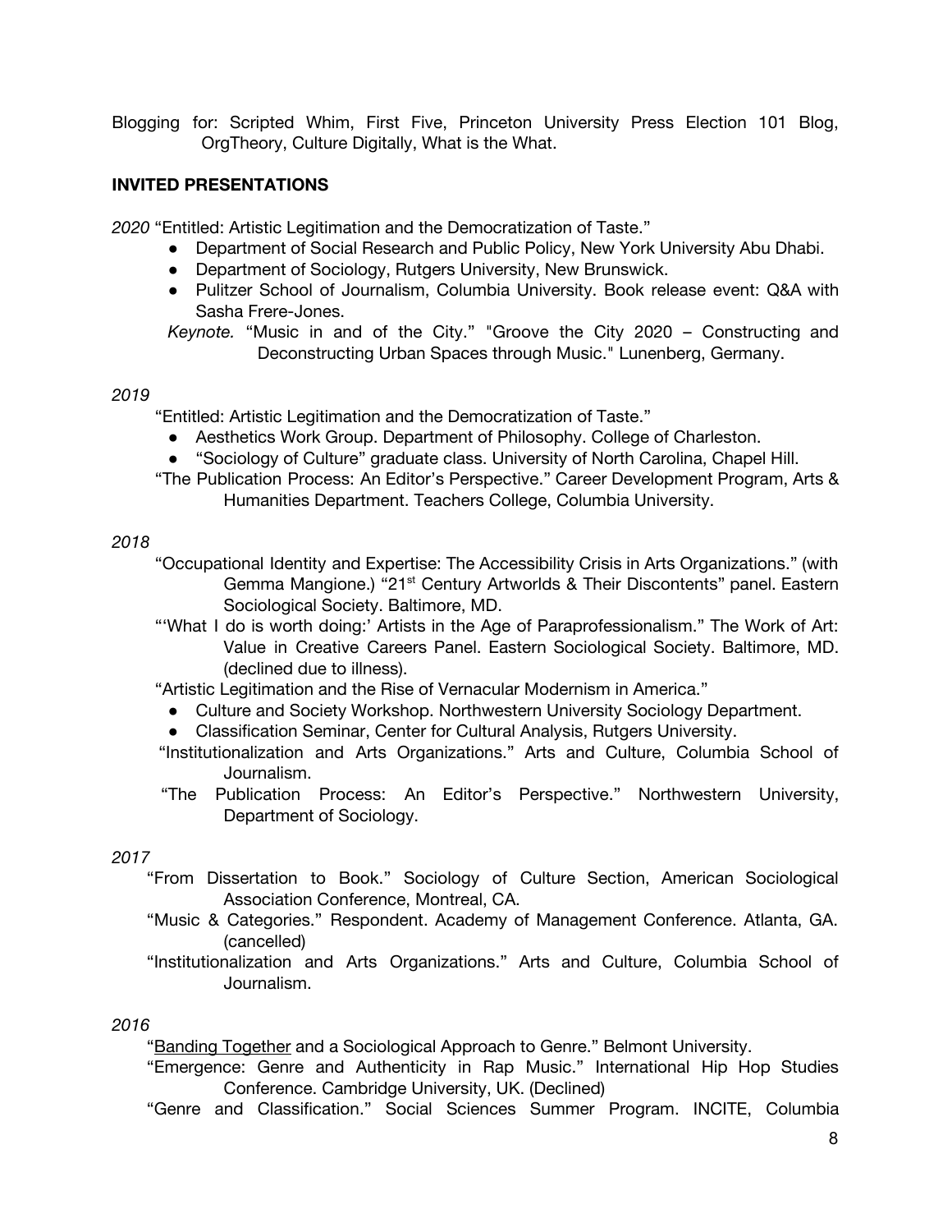Blogging for: Scripted Whim, First Five, Princeton University Press Election 101 Blog, OrgTheory, Culture Digitally, What is the What.

## INVITED PRESENTATIONS

*2020* "Entitled: Artistic Legitimation and the Democratization of Taste."

- Department of Social Research and Public Policy, New York University Abu Dhabi.
- Department of Sociology, Rutgers University, New Brunswick.
- Pulitzer School of Journalism, Columbia University. Book release event: Q&A with Sasha Frere-Jones.

*Keynote.* "Music in and of the City." "Groove the City 2020 – Constructing and Deconstructing Urban Spaces through Music." Lunenberg, Germany.

*2019*

"Entitled: Artistic Legitimation and the Democratization of Taste."

- Aesthetics Work Group. Department of Philosophy. College of Charleston.
- "Sociology of Culture" graduate class. University of North Carolina, Chapel Hill.

"The Publication Process: An Editor's Perspective." Career Development Program, Arts & Humanities Department. Teachers College, Columbia University.

*2018*

"Occupational Identity and Expertise: The Accessibility Crisis in Arts Organizations." (with Gemma Mangione.) "21st Century Artworlds & Their Discontents" panel. Eastern Sociological Society. Baltimore, MD.

"'What I do is worth doing:' Artists in the Age of Paraprofessionalism." The Work of Art: Value in Creative Careers Panel. Eastern Sociological Society. Baltimore, MD. (declined due to illness).

"Artistic Legitimation and the Rise of Vernacular Modernism in America."

- Culture and Society Workshop. Northwestern University Sociology Department.
- Classification Seminar, Center for Cultural Analysis, Rutgers University.

"Institutionalization and Arts Organizations." Arts and Culture, Columbia School of Journalism.

"The Publication Process: An Editor's Perspective." Northwestern University, Department of Sociology.

*2017*

"From Dissertation to Book." Sociology of Culture Section, American Sociological Association Conference, Montreal, CA.

"Music & Categories." Respondent. Academy of Management Conference. Atlanta, GA. (cancelled)

"Institutionalization and Arts Organizations." Arts and Culture, Columbia School of Journalism.

*2016*

"Banding Together and a Sociological Approach to Genre." Belmont University.

"Emergence: Genre and Authenticity in Rap Music." International Hip Hop Studies Conference. Cambridge University, UK. (Declined)

"Genre and Classification." Social Sciences Summer Program. INCITE, Columbia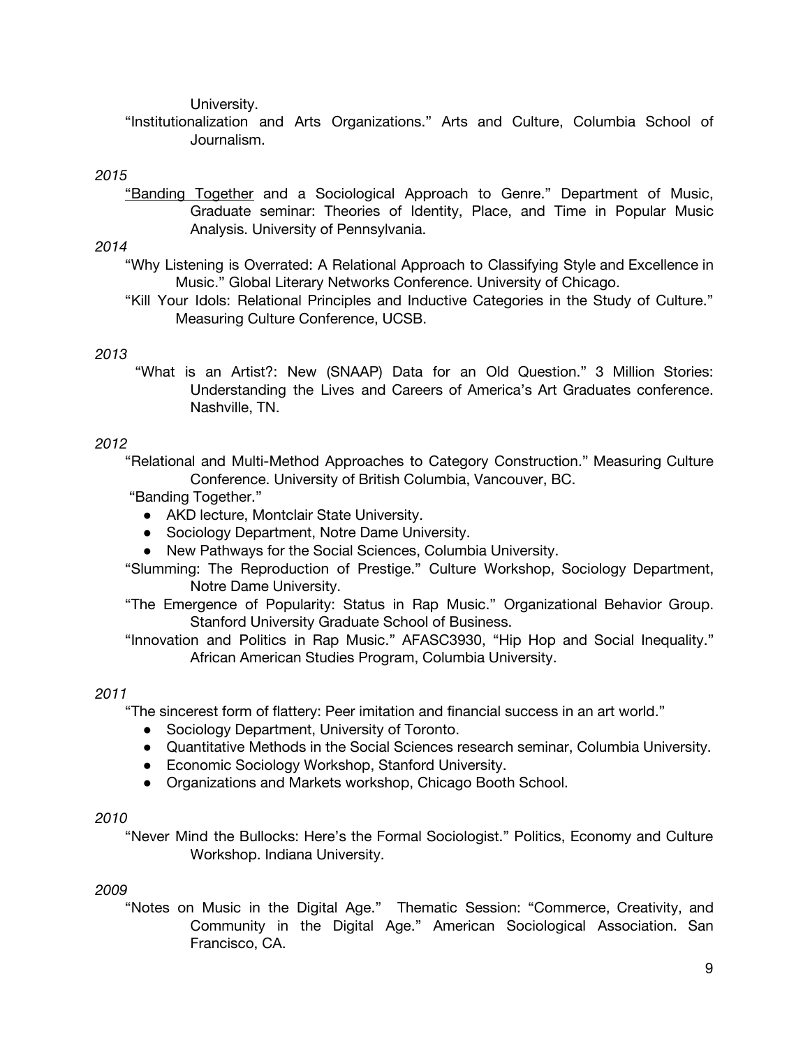University.

"Institutionalization and Arts Organizations." Arts and Culture, Columbia School of Journalism.

*2015*

"Banding Together and a Sociological Approach to Genre." Department of Music, Graduate seminar: Theories of Identity, Place, and Time in Popular Music Analysis. University of Pennsylvania.

*2014*

"Why Listening is Overrated: A Relational Approach to Classifying Style and Excellence in Music." Global Literary Networks Conference. University of Chicago.

"Kill Your Idols: Relational Principles and Inductive Categories in the Study of Culture." Measuring Culture Conference, UCSB.

*2013*

"What is an Artist?: New (SNAAP) Data for an Old Question." 3 Million Stories: Understanding the Lives and Careers of America's Art Graduates conference. Nashville, TN.

*2012*

"Relational and Multi-Method Approaches to Category Construction." Measuring Culture Conference. University of British Columbia, Vancouver, BC.

"Banding Together."

- AKD lecture, Montclair State University.
- Sociology Department, Notre Dame University.
- New Pathways for the Social Sciences, Columbia University.

"Slumming: The Reproduction of Prestige." Culture Workshop, Sociology Department, Notre Dame University.

"The Emergence of Popularity: Status in Rap Music." Organizational Behavior Group. Stanford University Graduate School of Business.

"Innovation and Politics in Rap Music." AFASC3930, "Hip Hop and Social Inequality." African American Studies Program, Columbia University.

*2011*

"The sincerest form of flattery: Peer imitation and financial success in an art world."

- Sociology Department, University of Toronto.
- Quantitative Methods in the Social Sciences research seminar, Columbia University.
- Economic Sociology Workshop, Stanford University.
- Organizations and Markets workshop, Chicago Booth School.

*2010*

"Never Mind the Bullocks: Here's the Formal Sociologist." Politics, Economy and Culture Workshop. Indiana University.

*2009*

"Notes on Music in the Digital Age." Thematic Session: "Commerce, Creativity, and Community in the Digital Age." American Sociological Association. San Francisco, CA.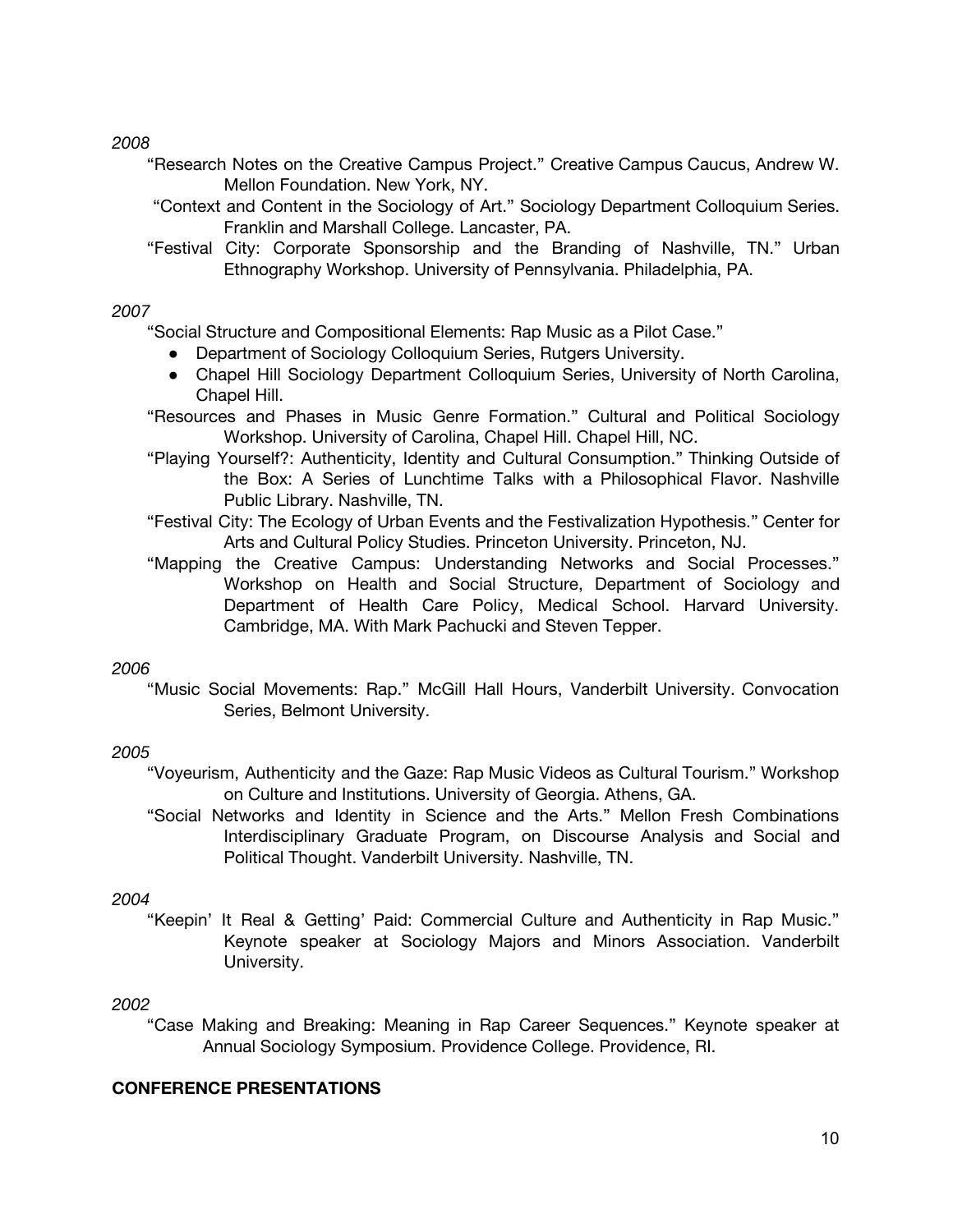*2008*

"Research Notes on the Creative Campus Project." Creative Campus Caucus, Andrew W. Mellon Foundation. New York, NY.

"Context and Content in the Sociology of Art." Sociology Department Colloquium Series. Franklin and Marshall College. Lancaster, PA.

"Festival City: Corporate Sponsorship and the Branding of Nashville, TN." Urban Ethnography Workshop. University of Pennsylvania. Philadelphia, PA.

*2007*

"Social Structure and Compositional Elements: Rap Music as a Pilot Case."

- Department of Sociology Colloquium Series, Rutgers University.
- Chapel Hill Sociology Department Colloquium Series, University of North Carolina, Chapel Hill.

"Resources and Phases in Music Genre Formation." Cultural and Political Sociology Workshop. University of Carolina, Chapel Hill. Chapel Hill, NC.

"Playing Yourself?: Authenticity, Identity and Cultural Consumption." Thinking Outside of the Box: A Series of Lunchtime Talks with a Philosophical Flavor. Nashville Public Library. Nashville, TN.

"Festival City: The Ecology of Urban Events and the Festivalization Hypothesis." Center for Arts and Cultural Policy Studies. Princeton University. Princeton, NJ.

"Mapping the Creative Campus: Understanding Networks and Social Processes." Workshop on Health and Social Structure, Department of Sociology and Department of Health Care Policy, Medical School. Harvard University. Cambridge, MA. With Mark Pachucki and Steven Tepper.

*2006*

"Music Social Movements: Rap." McGill Hall Hours, Vanderbilt University. Convocation Series, Belmont University.

*2005*

"Voyeurism, Authenticity and the Gaze: Rap Music Videos as Cultural Tourism." Workshop on Culture and Institutions. University of Georgia. Athens, GA.

"Social Networks and Identity in Science and the Arts." Mellon Fresh Combinations Interdisciplinary Graduate Program, on Discourse Analysis and Social and Political Thought. Vanderbilt University. Nashville, TN.

*2004*

"Keepin' It Real & Getting' Paid: Commercial Culture and Authenticity in Rap Music." Keynote speaker at Sociology Majors and Minors Association. Vanderbilt University.

*2002*

"Case Making and Breaking: Meaning in Rap Career Sequences." Keynote speaker at Annual Sociology Symposium. Providence College. Providence, RI.

**CONFERENCE PRESENTATIONS**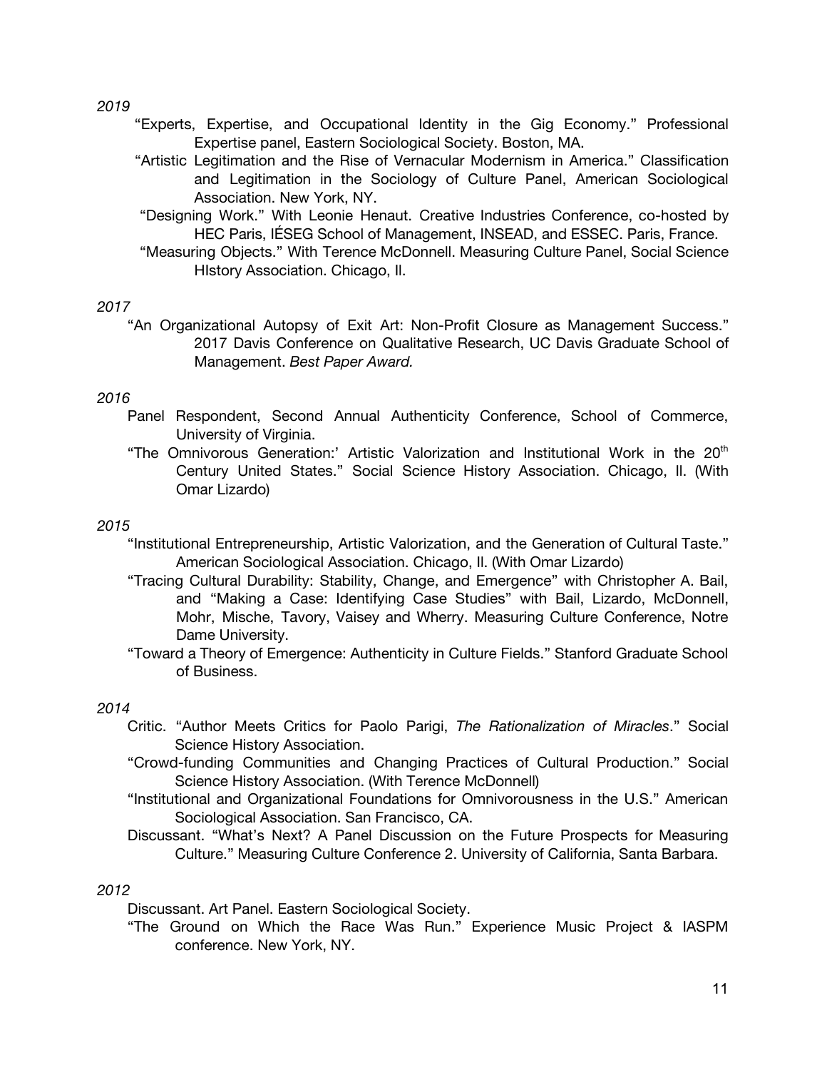*2019*

"Experts, Expertise, and Occupational Identity in the Gig Economy." Professional Expertise panel, Eastern Sociological Society. Boston, MA.

"Artistic Legitimation and the Rise of Vernacular Modernism in America." Classification and Legitimation in the Sociology of Culture Panel, American Sociological Association. New York, NY.

"Designing Work." With Leonie Henaut. Creative Industries Conference, co-hosted by HEC Paris, IÉSEG School of Management, INSEAD, and ESSEC. Paris, France.

"Measuring Objects." With Terence McDonnell. Measuring Culture Panel, Social Science HIstory Association. Chicago, Il.

*2017*

"An Organizational Autopsy of Exit Art: Non-Profit Closure as Management Success." 2017 Davis Conference on Qualitative Research, UC Davis Graduate School of Management. *Best Paper Award.*

*2016*

Panel Respondent, Second Annual Authenticity Conference, School of Commerce, University of Virginia.

"The Omnivorous Generation:' Artistic Valorization and Institutional Work in the 20th Century United States." Social Science History Association. Chicago, Il. (With Omar Lizardo)

*2015*

"Institutional Entrepreneurship, Artistic Valorization, and the Generation of Cultural Taste." American Sociological Association. Chicago, Il. (With Omar Lizardo)

"Tracing Cultural Durability: Stability, Change, and Emergence" with Christopher A. Bail, and "Making a Case: Identifying Case Studies" with Bail, Lizardo, McDonnell, Mohr, Mische, Tavory, Vaisey and Wherry. Measuring Culture Conference, Notre Dame University.

"Toward a Theory of Emergence: Authenticity in Culture Fields." Stanford Graduate School of Business.

*2014*

Critic. "Author Meets Critics for Paolo Parigi, *The Rationalization of Miracles*." Social Science History Association.

"Crowd-funding Communities and Changing Practices of Cultural Production." Social Science History Association. (With Terence McDonnell)

"Institutional and Organizational Foundations for Omnivorousness in the U.S." American Sociological Association. San Francisco, CA.

Discussant. "What's Next? A Panel Discussion on the Future Prospects for Measuring Culture." Measuring Culture Conference 2. University of California, Santa Barbara.

*2012*

Discussant. Art Panel. Eastern Sociological Society.

"The Ground on Which the Race Was Run." Experience Music Project & IASPM conference. New York, NY.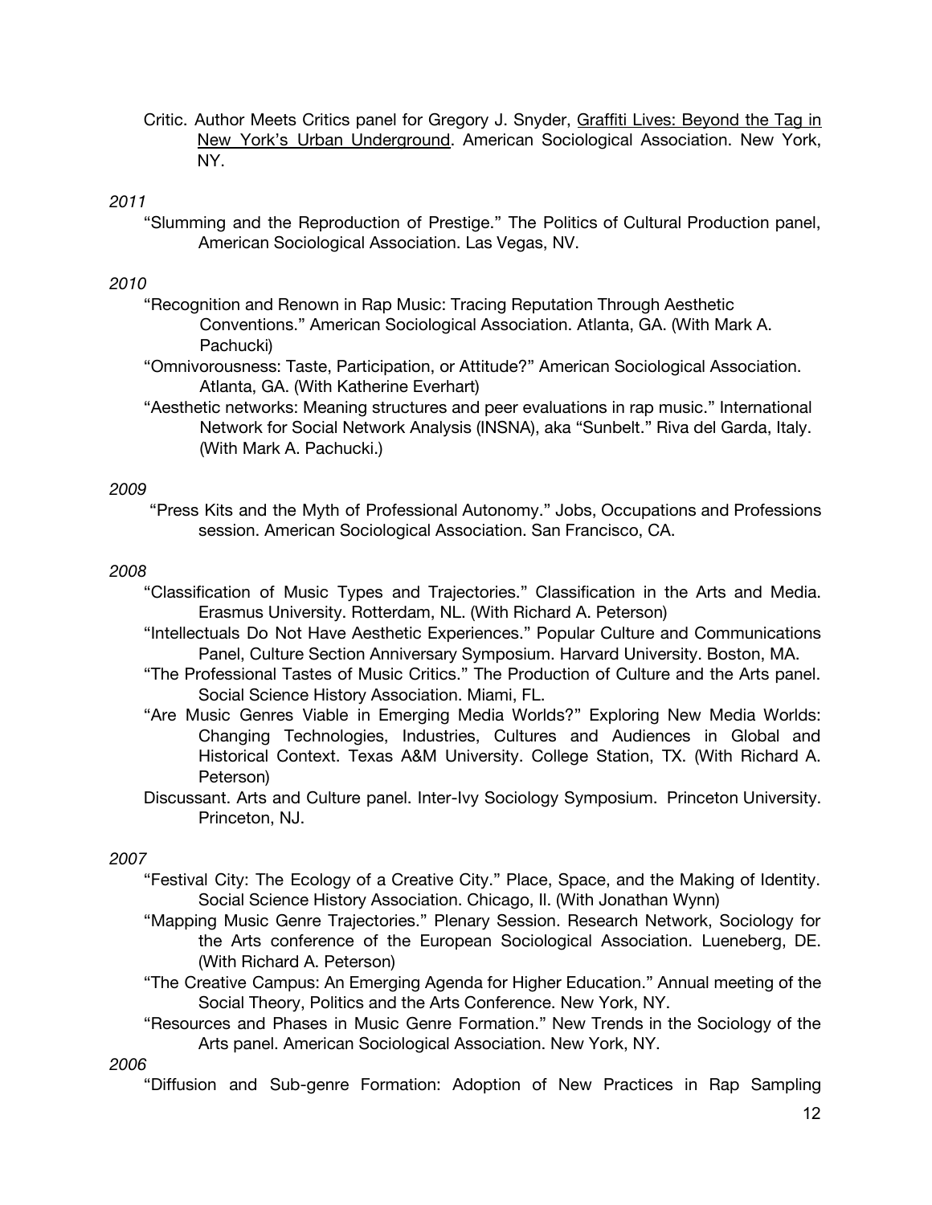Critic. Author Meets Critics panel for Gregory J. Snyder, Graffiti Lives: Beyond the Tag in New York's Urban Underground. American Sociological Association. New York, NY.

*2011*

"Slumming and the Reproduction of Prestige." The Politics of Cultural Production panel, American Sociological Association. Las Vegas, NV.

*2010*

"Recognition and Renown in Rap Music: Tracing Reputation Through Aesthetic Conventions." American Sociological Association. Atlanta, GA. (With Mark A. Pachucki)

"Omnivorousness: Taste, Participation, or Attitude?" American Sociological Association. Atlanta, GA. (With Katherine Everhart)

"Aesthetic networks: Meaning structures and peer evaluations in rap music." International Network for Social Network Analysis (INSNA), aka "Sunbelt." Riva del Garda, Italy. (With Mark A. Pachucki.)

*2009*

"Press Kits and the Myth of Professional Autonomy." Jobs, Occupations and Professions session. American Sociological Association. San Francisco, CA.

*2008*

"Classification of Music Types and Trajectories." Classification in the Arts and Media. Erasmus University. Rotterdam, NL. (With Richard A. Peterson)

"Intellectuals Do Not Have Aesthetic Experiences." Popular Culture and Communications Panel, Culture Section Anniversary Symposium. Harvard University. Boston, MA.

"The Professional Tastes of Music Critics." The Production of Culture and the Arts panel. Social Science History Association. Miami, FL.

"Are Music Genres Viable in Emerging Media Worlds?" Exploring New Media Worlds: Changing Technologies, Industries, Cultures and Audiences in Global and Historical Context. Texas A&M University. College Station, TX. (With Richard A. Peterson)

Discussant. Arts and Culture panel. Inter-Ivy Sociology Symposium. Princeton University. Princeton, NJ.

*2007*

"Festival City: The Ecology of a Creative City." Place, Space, and the Making of Identity. Social Science History Association. Chicago, Il. (With Jonathan Wynn)

"Mapping Music Genre Trajectories." Plenary Session. Research Network, Sociology for the Arts conference of the European Sociological Association. Lueneberg, DE. (With Richard A. Peterson)

"The Creative Campus: An Emerging Agenda for Higher Education." Annual meeting of the Social Theory, Politics and the Arts Conference. New York, NY.

"Resources and Phases in Music Genre Formation." New Trends in the Sociology of the Arts panel. American Sociological Association. New York, NY.

*2006*

"Diffusion and Sub-genre Formation: Adoption of New Practices in Rap Sampling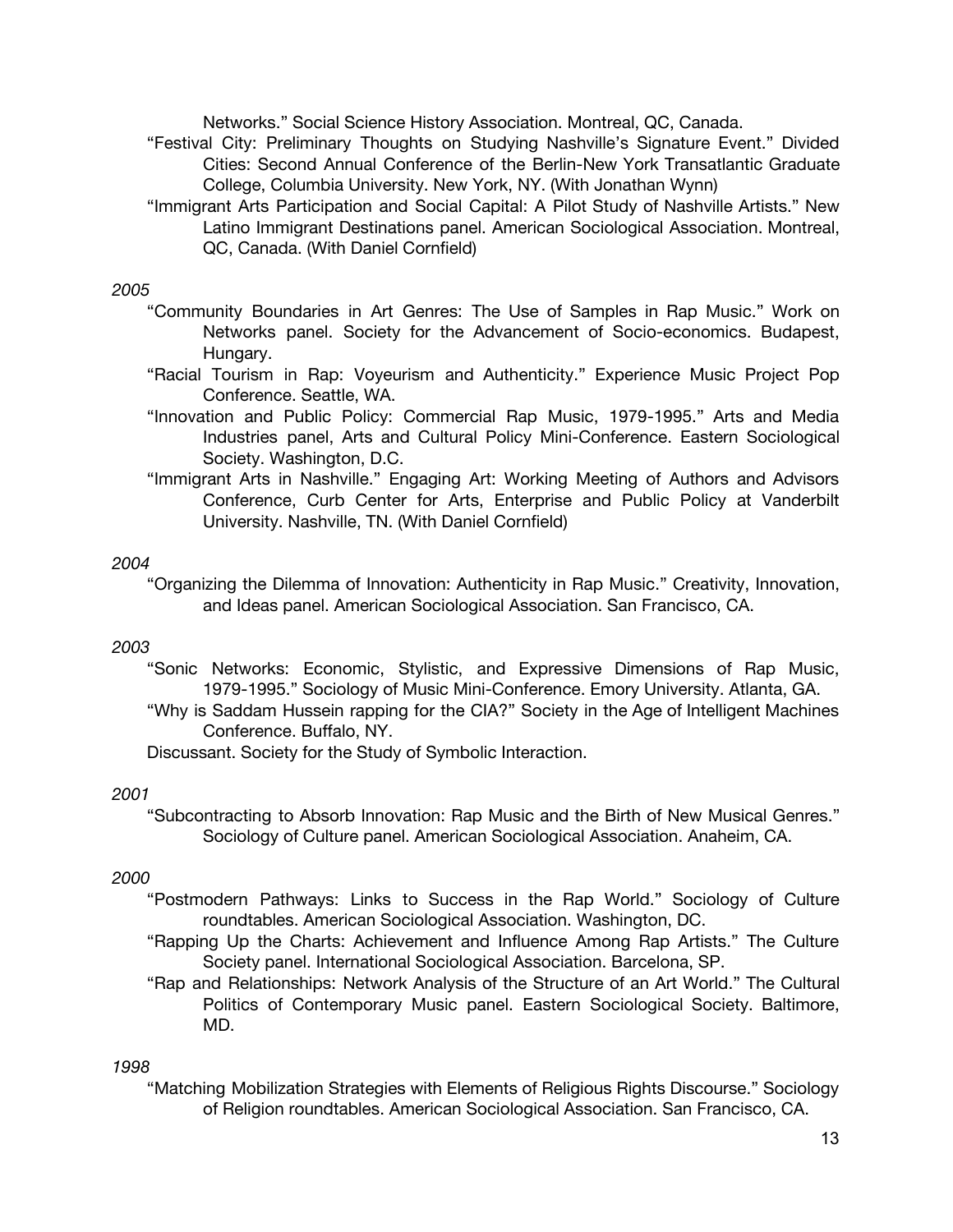Networks." Social Science History Association. Montreal, QC, Canada.

"Festival City: Preliminary Thoughts on Studying Nashville's Signature Event." Divided Cities: Second Annual Conference of the Berlin-New York Transatlantic Graduate College, Columbia University. New York, NY. (With Jonathan Wynn)

"Immigrant Arts Participation and Social Capital: A Pilot Study of Nashville Artists." New Latino Immigrant Destinations panel. American Sociological Association. Montreal, QC, Canada. (With Daniel Cornfield)

*2005*

"Community Boundaries in Art Genres: The Use of Samples in Rap Music." Work on Networks panel. Society for the Advancement of Socio-economics. Budapest, Hungary.

"Racial Tourism in Rap: Voyeurism and Authenticity." Experience Music Project Pop Conference. Seattle, WA.

"Innovation and Public Policy: Commercial Rap Music, 1979-1995." Arts and Media Industries panel, Arts and Cultural Policy Mini-Conference. Eastern Sociological Society. Washington, D.C.

"Immigrant Arts in Nashville." Engaging Art: Working Meeting of Authors and Advisors Conference, Curb Center for Arts, Enterprise and Public Policy at Vanderbilt University. Nashville, TN. (With Daniel Cornfield)

*2004*

"Organizing the Dilemma of Innovation: Authenticity in Rap Music." Creativity, Innovation, and Ideas panel. American Sociological Association. San Francisco, CA.

*2003*

"Sonic Networks: Economic, Stylistic, and Expressive Dimensions of Rap Music, 1979-1995." Sociology of Music Mini-Conference. Emory University. Atlanta, GA.

"Why is Saddam Hussein rapping for the CIA?" Society in the Age of Intelligent Machines Conference. Buffalo, NY.

Discussant. Society for the Study of Symbolic Interaction.

*2001*

"Subcontracting to Absorb Innovation: Rap Music and the Birth of New Musical Genres." Sociology of Culture panel. American Sociological Association. Anaheim, CA.

*2000*

"Postmodern Pathways: Links to Success in the Rap World." Sociology of Culture roundtables. American Sociological Association. Washington, DC.

"Rapping Up the Charts: Achievement and Influence Among Rap Artists." The Culture Society panel. International Sociological Association. Barcelona, SP.

"Rap and Relationships: Network Analysis of the Structure of an Art World." The Cultural Politics of Contemporary Music panel. Eastern Sociological Society. Baltimore, MD.

*1998*

"Matching Mobilization Strategies with Elements of Religious Rights Discourse." Sociology of Religion roundtables. American Sociological Association. San Francisco, CA.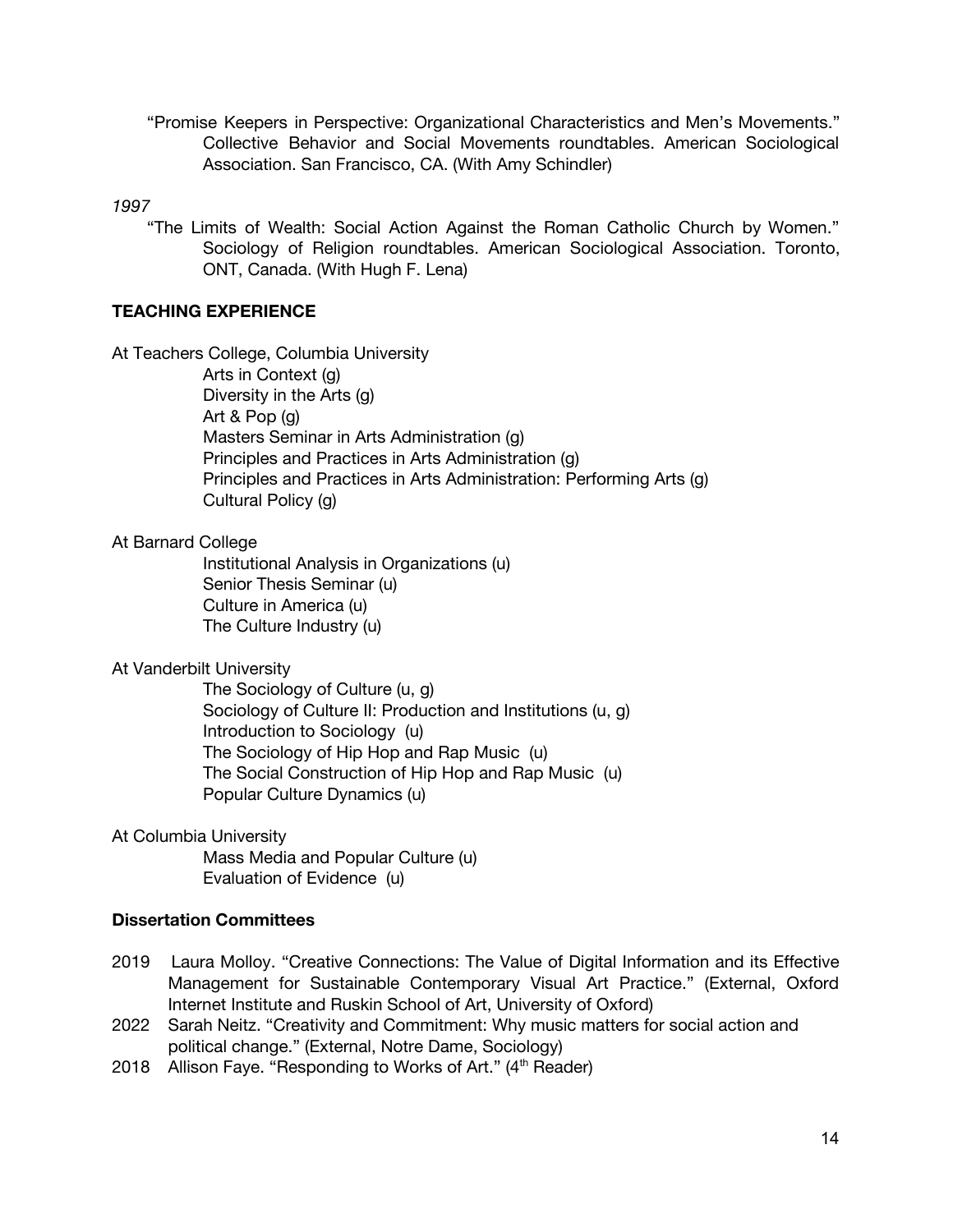"Promise Keepers in Perspective: Organizational Characteristics and Men's Movements." Collective Behavior and Social Movements roundtables. American Sociological Association. San Francisco, CA. (With Amy Schindler)

*1997*

"The Limits of Wealth: Social Action Against the Roman Catholic Church by Women." Sociology of Religion roundtables. American Sociological Association. Toronto, ONT, Canada. (With Hugh F. Lena)

**TEACHING EXPERIENCE**

At Teachers College, Columbia University

- Arts in Context (g)
- Diversity in the Arts (g)
- Art & Pop (g)
- Masters Seminar in Arts Administration (g)
- Principles and Practices in Arts Administration (g)
- Principles and Practices in Arts Administration: Performing Arts (g)
- Cultural Policy (g)

At Barnard College

- Institutional Analysis in Organizations (u)
- Senior Thesis Seminar (u)
- Culture in America (u)
- The Culture Industry (u)

At Vanderbilt University

- The Sociology of Culture (u, g)
- Sociology of Culture II: Production and Institutions (u, g)
- Introduction to Sociology (u)
- The Sociology of Hip Hop and Rap Music (u)
- The Social Construction of Hip Hop and Rap Music (u)
- Popular Culture Dynamics (u)

At Columbia University

- Mass Media and Popular Culture (u)
- Evaluation of Evidence (u)

**Dissertation Committees**

2019 Laura Molloy. "Creative Connections: The Value of Digital Information and its Effective Management for Sustainable Contemporary Visual Art Practice." (External, Oxford Internet Institute and Ruskin School of Art, University of Oxford)

2022 Sarah Neitz. "Creativity and Commitment: Why music matters for social action and political change." (External, Notre Dame, Sociology)

2018 Allison Faye. "Responding to Works of Art." (4th Reader)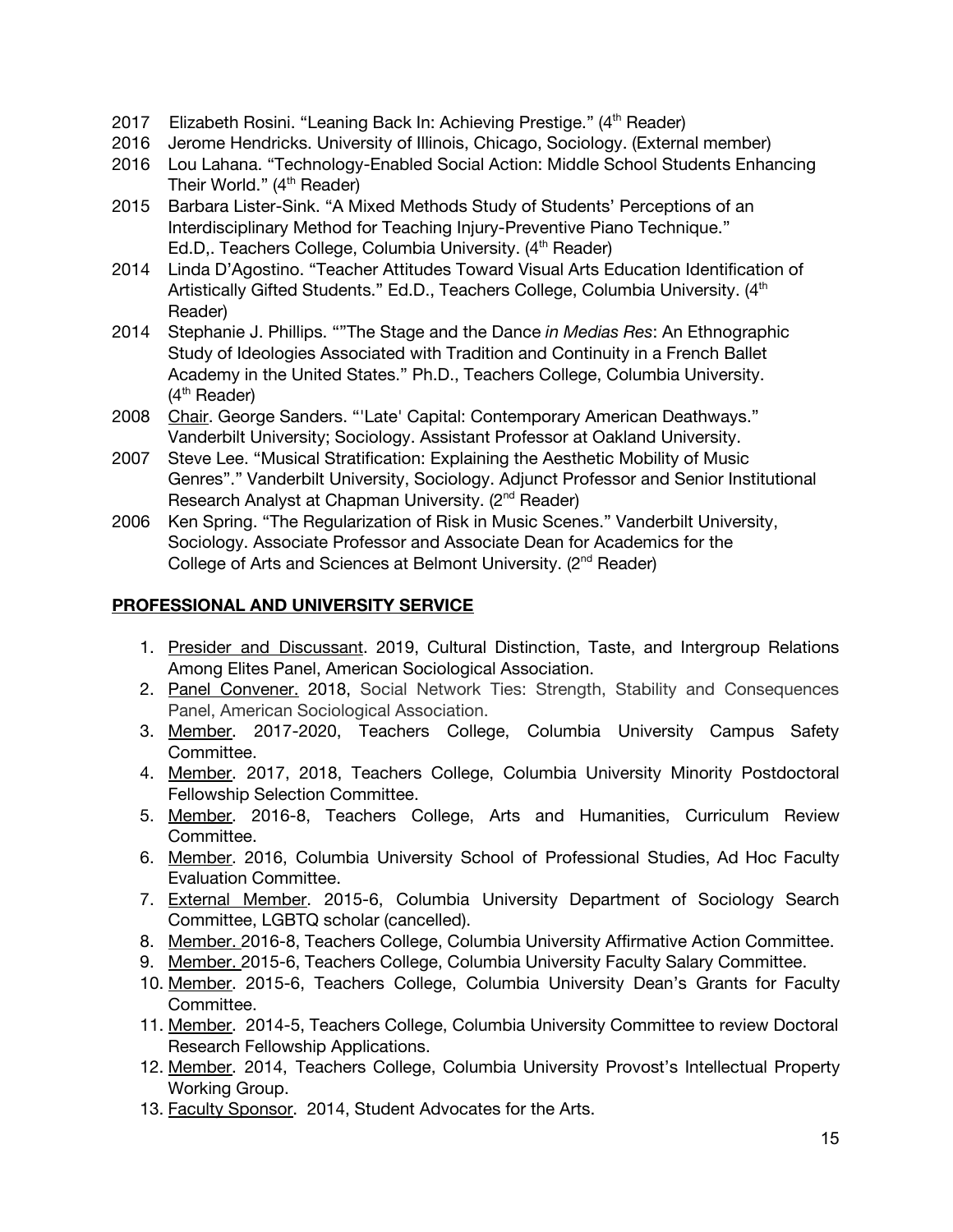2017 Elizabeth Rosini. "Leaning Back In: Achieving Prestige." (4th Reader)
2016 Jerome Hendricks. University of Illinois, Chicago, Sociology. (External member)
2016 Lou Lahana. "Technology-Enabled Social Action: Middle School Students Enhancing Their World." (4th Reader)
2015 Barbara Lister-Sink. "A Mixed Methods Study of Students' Perceptions of an Interdisciplinary Method for Teaching Injury-Preventive Piano Technique." Ed.D,. Teachers College, Columbia University. (4th Reader)
2014 Linda D'Agostino. "Teacher Attitudes Toward Visual Arts Education Identification of Artistically Gifted Students." Ed.D., Teachers College, Columbia University. (4th Reader)
2014 Stephanie J. Phillips. ""The Stage and the Dance *in Medias Res*: An Ethnographic Study of Ideologies Associated with Tradition and Continuity in a French Ballet Academy in the United States." Ph.D., Teachers College, Columbia University. (4th Reader)
2008 Chair. George Sanders. "'Late' Capital: Contemporary American Deathways." Vanderbilt University; Sociology. Assistant Professor at Oakland University.
2007 Steve Lee. "Musical Stratification: Explaining the Aesthetic Mobility of Music Genres"." Vanderbilt University, Sociology. Adjunct Professor and Senior Institutional Research Analyst at Chapman University. (2nd Reader)
2006 Ken Spring. "The Regularization of Risk in Music Scenes." Vanderbilt University, Sociology. Associate Professor and Associate Dean for Academics for the College of Arts and Sciences at Belmont University. (2nd Reader)

## PROFESSIONAL AND UNIVERSITY SERVICE

1. Presider and Discussant. 2019, Cultural Distinction, Taste, and Intergroup Relations Among Elites Panel, American Sociological Association.
2. Panel Convener. 2018, Social Network Ties: Strength, Stability and Consequences Panel, American Sociological Association.
3. Member. 2017-2020, Teachers College, Columbia University Campus Safety Committee.
4. Member. 2017, 2018, Teachers College, Columbia University Minority Postdoctoral Fellowship Selection Committee.
5. Member. 2016-8, Teachers College, Arts and Humanities, Curriculum Review Committee.
6. Member. 2016, Columbia University School of Professional Studies, Ad Hoc Faculty Evaluation Committee.
7. External Member. 2015-6, Columbia University Department of Sociology Search Committee, LGBTQ scholar (cancelled).
8. Member. 2016-8, Teachers College, Columbia University Affirmative Action Committee.
9. Member. 2015-6, Teachers College, Columbia University Faculty Salary Committee.
10. Member. 2015-6, Teachers College, Columbia University Dean's Grants for Faculty Committee.
11. Member. 2014-5, Teachers College, Columbia University Committee to review Doctoral Research Fellowship Applications.
12. Member. 2014, Teachers College, Columbia University Provost's Intellectual Property Working Group.
13. Faculty Sponsor. 2014, Student Advocates for the Arts.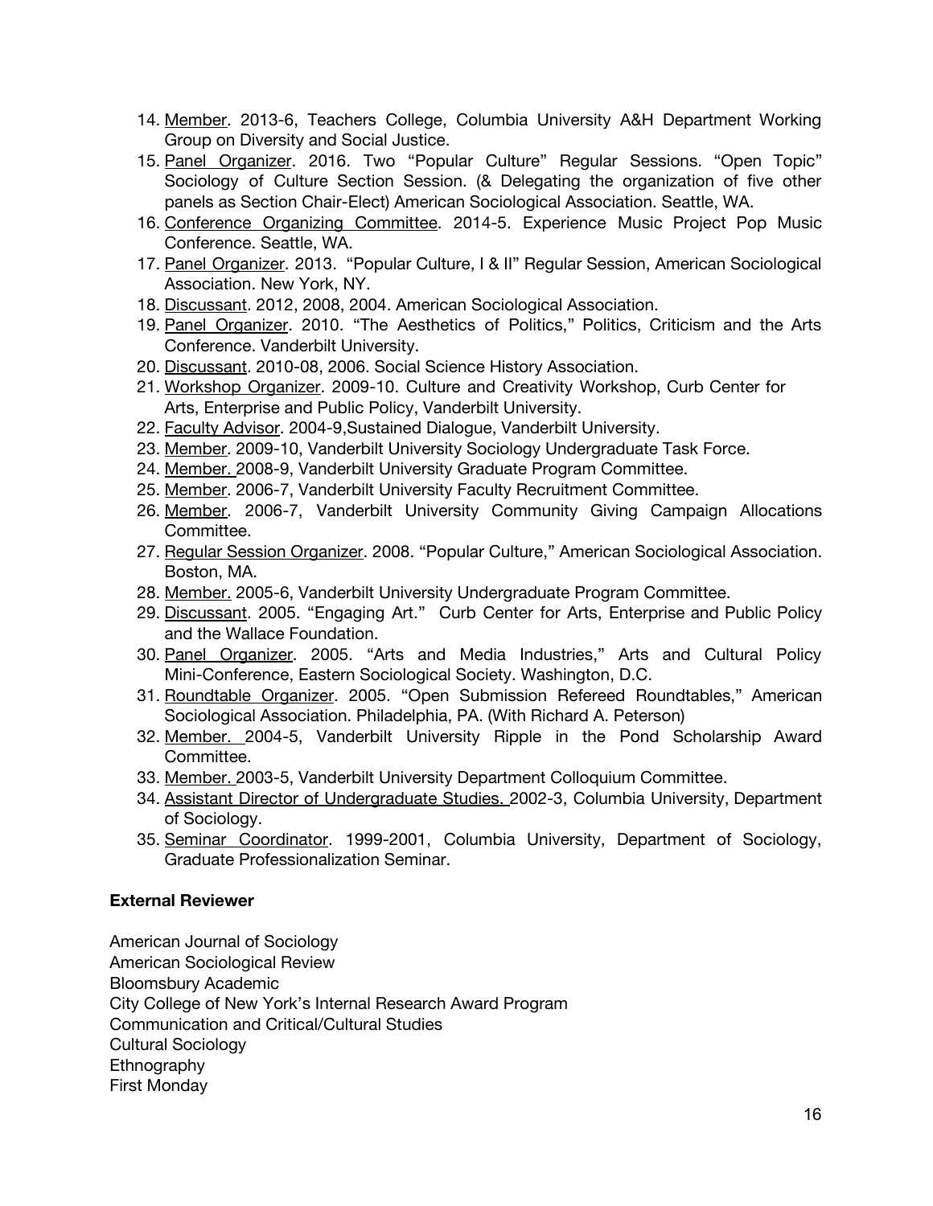14. Member. 2013-6, Teachers College, Columbia University A&H Department Working Group on Diversity and Social Justice.
15. Panel Organizer. 2016. Two "Popular Culture" Regular Sessions. "Open Topic" Sociology of Culture Section Session. (& Delegating the organization of five other panels as Section Chair-Elect) American Sociological Association. Seattle, WA.
16. Conference Organizing Committee. 2014-5. Experience Music Project Pop Music Conference. Seattle, WA.
17. Panel Organizer. 2013. "Popular Culture, I & II" Regular Session, American Sociological Association. New York, NY.
18. Discussant. 2012, 2008, 2004. American Sociological Association.
19. Panel Organizer. 2010. "The Aesthetics of Politics," Politics, Criticism and the Arts Conference. Vanderbilt University.
20. Discussant. 2010-08, 2006. Social Science History Association.
21. Workshop Organizer. 2009-10. Culture and Creativity Workshop, Curb Center for Arts, Enterprise and Public Policy, Vanderbilt University.
22. Faculty Advisor. 2004-9,Sustained Dialogue, Vanderbilt University.
23. Member. 2009-10, Vanderbilt University Sociology Undergraduate Task Force.
24. Member. 2008-9, Vanderbilt University Graduate Program Committee.
25. Member. 2006-7, Vanderbilt University Faculty Recruitment Committee.
26. Member. 2006-7, Vanderbilt University Community Giving Campaign Allocations Committee.
27. Regular Session Organizer. 2008. "Popular Culture," American Sociological Association. Boston, MA.
28. Member. 2005-6, Vanderbilt University Undergraduate Program Committee.
29. Discussant. 2005. "Engaging Art." Curb Center for Arts, Enterprise and Public Policy and the Wallace Foundation.
30. Panel Organizer. 2005. "Arts and Media Industries," Arts and Cultural Policy Mini-Conference, Eastern Sociological Society. Washington, D.C.
31. Roundtable Organizer. 2005. "Open Submission Refereed Roundtables," American Sociological Association. Philadelphia, PA. (With Richard A. Peterson)
32. Member. 2004-5, Vanderbilt University Ripple in the Pond Scholarship Award Committee.
33. Member. 2003-5, Vanderbilt University Department Colloquium Committee.
34. Assistant Director of Undergraduate Studies. 2002-3, Columbia University, Department of Sociology.
35. Seminar Coordinator. 1999-2001, Columbia University, Department of Sociology, Graduate Professionalization Seminar.

**External Reviewer**

American Journal of Sociology
American Sociological Review
Bloomsbury Academic
City College of New York's Internal Research Award Program
Communication and Critical/Cultural Studies
Cultural Sociology
Ethnography
First Monday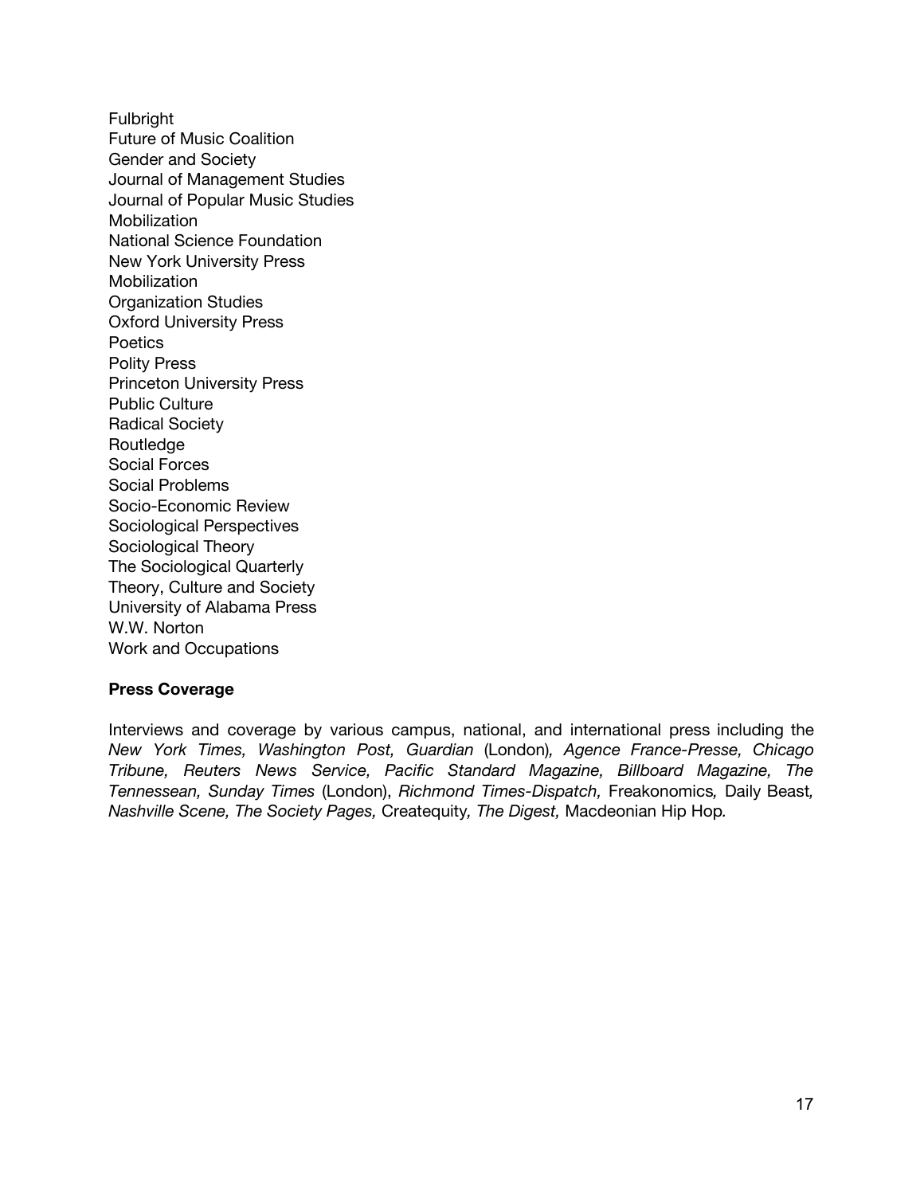Fulbright  
Future of Music Coalition  
Gender and Society  
Journal of Management Studies  
Journal of Popular Music Studies  
Mobilization  
National Science Foundation  
New York University Press  
Mobilization  
Organization Studies  
Oxford University Press  
Poetics  
Polity Press  
Princeton University Press  
Public Culture  
Radical Society  
Routledge  
Social Forces  
Social Problems  
Socio-Economic Review  
Sociological Perspectives  
Sociological Theory  
The Sociological Quarterly  
Theory, Culture and Society  
University of Alabama Press  
W.W. Norton  
Work and Occupations

**Press Coverage**

Interviews and coverage by various campus, national, and international press including the *New York Times, Washington Post, Guardian* (London)*, Agence France-Presse, Chicago Tribune, Reuters News Service, Pacific Standard Magazine, Billboard Magazine, The Tennessean, Sunday Times* (London), *Richmond Times-Dispatch,* Freakonomics*,* Daily Beast*, Nashville Scene, The Society Pages,* Createquity*, The Digest,* Macdeonian Hip Hop.